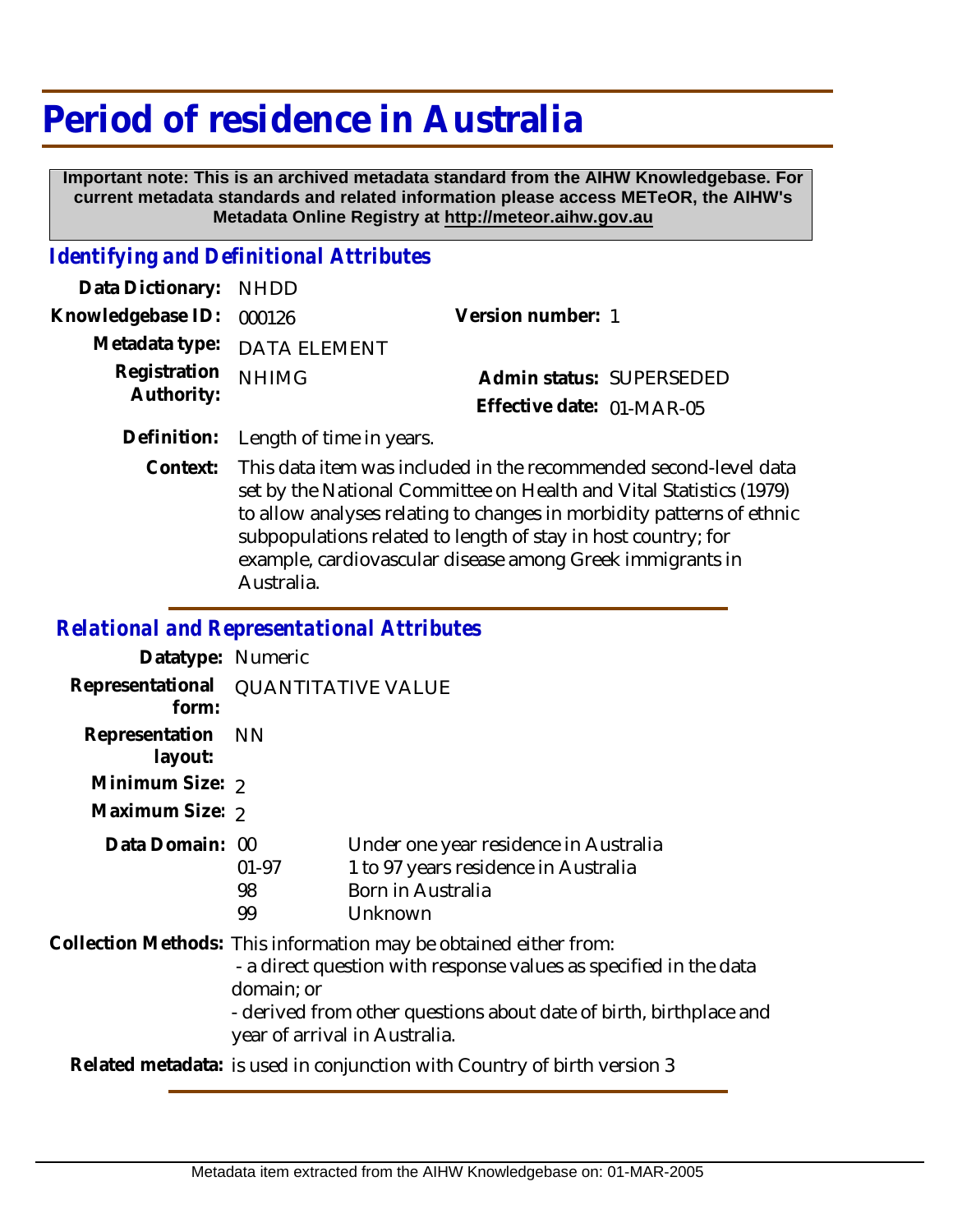# Period of residence in Australia

**Important note: This is an archived metadata standard from the AIHW Knowledgebase. For current metadata standards and related information please access METeOR, the AIHW's Metadata Online Registry at http://meteor.aihw.gov.au**

## *Identifying and Definitional Attributes*

**Data Dictionary:** NHDD

**Knowledgebase ID:** 000126

**Version number:** 1

**Metadata type:** DATA ELEMENT

**Registration Authority:** NHIMG

**Admin status:** SUPERSEDED

**Effective date:** 01-MAR-05

**Definition:** Length of time in years.

**Context:** This data item was included in the recommended second-level data set by the National Committee on Health and Vital Statistics (1979) to allow analyses relating to changes in morbidity patterns of ethnic subpopulations related to length of stay in host country; for example, cardiovascular disease among Greek immigrants in Australia.

## *Relational and Representational Attributes*

**Datatype:** Numeric

**Representational form:** QUANTITATIVE VALUE

**Representation layout:** NN

**Minimum Size:** 2

**Maximum Size:** 2

**Data Domain:**

| Code | Description |
|---|---|
| 00 | Under one year residence in Australia |
| 01-97 | 1 to 97 years residence in Australia |
| 98 | Born in Australia |
| 99 | Unknown |

**Collection Methods:** This information may be obtained either from:
- a direct question with response values as specified in the data domain; or
- derived from other questions about date of birth, birthplace and year of arrival in Australia.

**Related metadata:** is used in conjunction with Country of birth version 3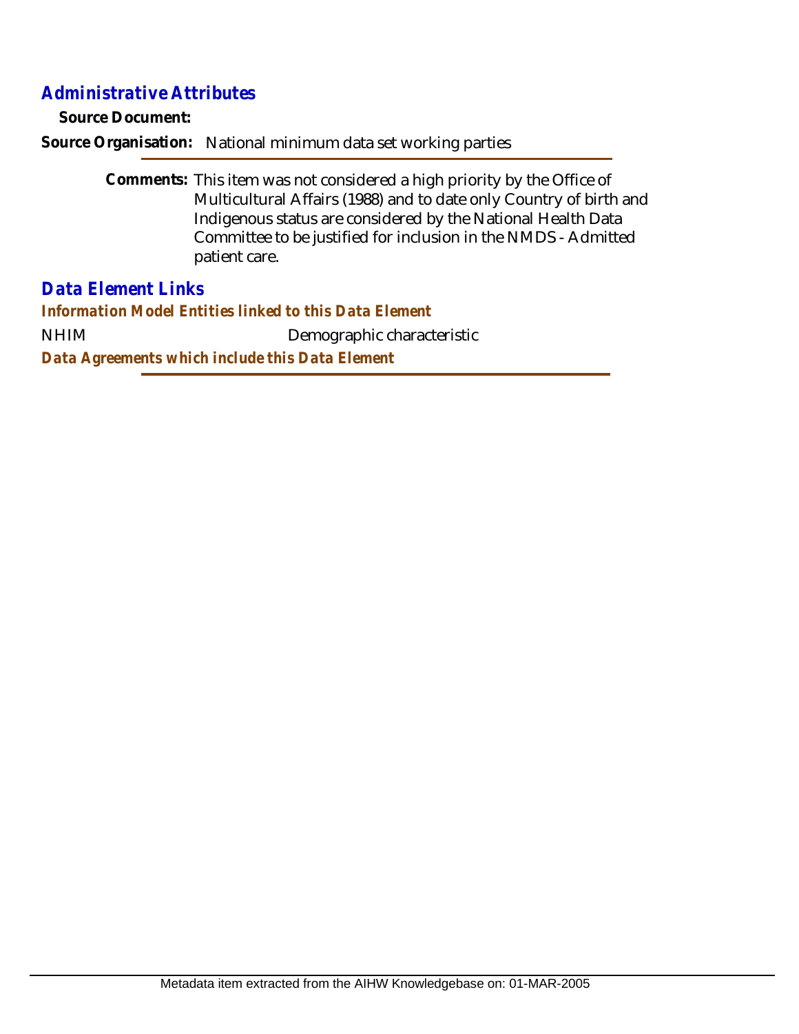## Administrative Attributes

**Source Document:**

**Source Organisation:** National minimum data set working parties

**Comments:** This item was not considered a high priority by the Office of Multicultural Affairs (1988) and to date only Country of birth and Indigenous status are considered by the National Health Data Committee to be justified for inclusion in the NMDS - Admitted patient care.

## Data Element Links

### *Information Model Entities linked to this Data Element*

| | |
|---|---|
| NHIM | Demographic characteristic |

### *Data Agreements which include this Data Element*

Metadata item extracted from the AIHW Knowledgebase on: 01-MAR-2005